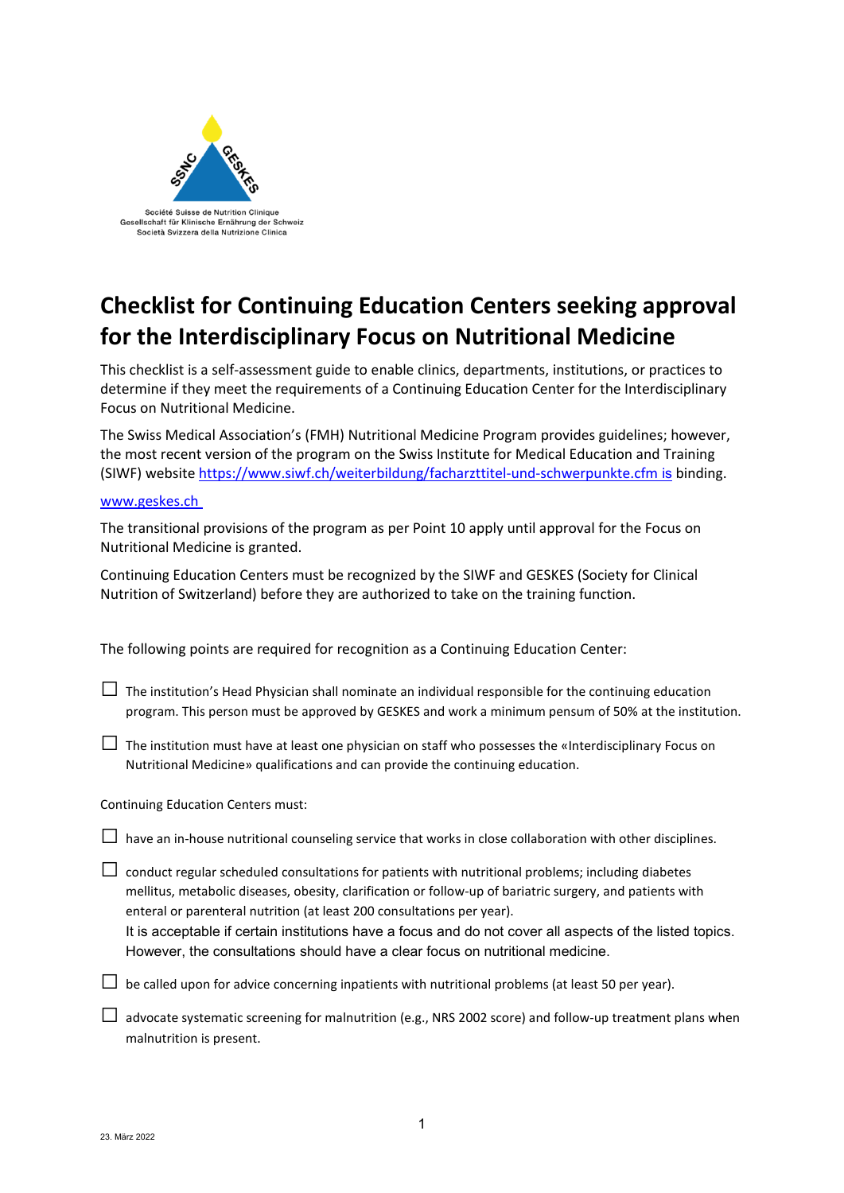Société Suisse de Nutrition Clinique
Gesellschaft für Klinische Ernährung der Schweiz
Società Svizzera della Nutrizione Clinica

# Checklist for Continuing Education Centers seeking approval for the Interdisciplinary Focus on Nutritional Medicine

This checklist is a self-assessment guide to enable clinics, departments, institutions, or practices to determine if they meet the requirements of a Continuing Education Center for the Interdisciplinary Focus on Nutritional Medicine.

The Swiss Medical Association's (FMH) Nutritional Medicine Program provides guidelines; however, the most recent version of the program on the Swiss Institute for Medical Education and Training (SIWF) website https://www.siwf.ch/weiterbildung/facharzttitel-und-schwerpunkte.cfm is binding.

www.geskes.ch

The transitional provisions of the program as per Point 10 apply until approval for the Focus on Nutritional Medicine is granted.

Continuing Education Centers must be recognized by the SIWF and GESKES (Society for Clinical Nutrition of Switzerland) before they are authorized to take on the training function.

The following points are required for recognition as a Continuing Education Center:

- [ ] The institution's Head Physician shall nominate an individual responsible for the continuing education program. This person must be approved by GESKES and work a minimum pensum of 50% at the institution.
- [ ] The institution must have at least one physician on staff who possesses the «Interdisciplinary Focus on Nutritional Medicine» qualifications and can provide the continuing education.

Continuing Education Centers must:

- [ ] have an in-house nutritional counseling service that works in close collaboration with other disciplines.
- [ ] conduct regular scheduled consultations for patients with nutritional problems; including diabetes mellitus, metabolic diseases, obesity, clarification or follow-up of bariatric surgery, and patients with enteral or parenteral nutrition (at least 200 consultations per year).
  It is acceptable if certain institutions have a focus and do not cover all aspects of the listed topics. However, the consultations should have a clear focus on nutritional medicine.
- [ ] be called upon for advice concerning inpatients with nutritional problems (at least 50 per year).
- [ ] advocate systematic screening for malnutrition (e.g., NRS 2002 score) and follow-up treatment plans when malnutrition is present.

23. März 2022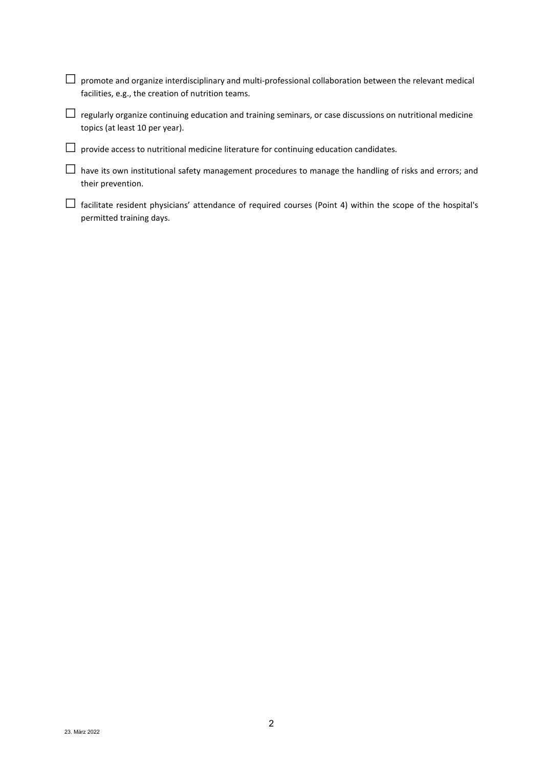- ☐ promote and organize interdisciplinary and multi-professional collaboration between the relevant medical facilities, e.g., the creation of nutrition teams.
- ☐ regularly organize continuing education and training seminars, or case discussions on nutritional medicine topics (at least 10 per year).
- ☐ provide access to nutritional medicine literature for continuing education candidates.
- ☐ have its own institutional safety management procedures to manage the handling of risks and errors; and their prevention.
- ☐ facilitate resident physicians' attendance of required courses (Point 4) within the scope of the hospital's permitted training days.